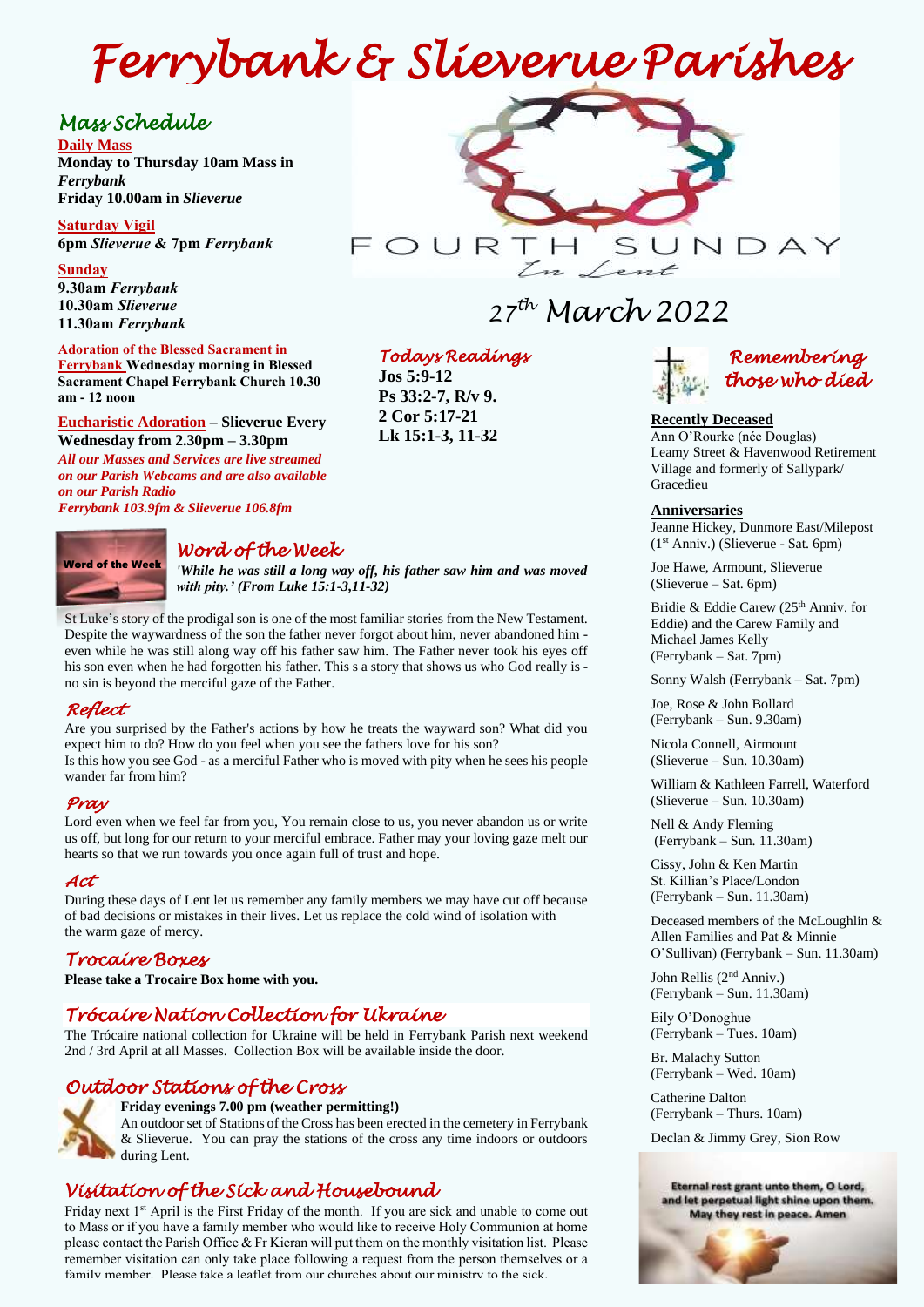# Ferrybank & Slieverue Parishes

## Mass Schedule

**Daily Mass**
**Monday to Thursday 10am Mass in *Ferrybank***
**Friday 10.00am in *Slieverue***

**Saturday Vigil**
**6pm *Slieverue* & 7pm *Ferrybank***

**Sunday**
**9.30am *Ferrybank***
**10.30am *Slieverue***
**11.30am *Ferrybank***

**Adoration of the Blessed Sacrament in Ferrybank Wednesday morning in Blessed Sacrament Chapel Ferrybank Church 10.30 am - 12 noon**

**Eucharistic Adoration – Slieverue Every Wednesday from 2.30pm – 3.30pm**

***All our Masses and Services are live streamed on our Parish Webcams and are also available on our Parish Radio Ferrybank 103.9fm & Slieverue 106.8fm***

FOURTH SUNDAY
In Lent

## 27th March 2022

## Todays Readings

**Jos 5:9-12**
**Ps 33:2-7, R/v 9.**
**2 Cor 5:17-21**
**Lk 15:1-3, 11-32**

## Word of the Week

***'While he was still a long way off, his father saw him and was moved with pity.' (From Luke 15:1-3,11-32)***

St Luke's story of the prodigal son is one of the most familiar stories from the New Testament. Despite the waywardness of the son the father never forgot about him, never abandoned him - even while he was still along way off his father saw him. The Father never took his eyes off his son even when he had forgotten his father. This s a story that shows us who God really is - no sin is beyond the merciful gaze of the Father.

### Reflect

Are you surprised by the Father's actions by how he treats the wayward son? What did you expect him to do? How do you feel when you see the fathers love for his son?
Is this how you see God - as a merciful Father who is moved with pity when he sees his people wander far from him?

### Pray

Lord even when we feel far from you, You remain close to us, you never abandon us or write us off, but long for our return to your merciful embrace. Father may your loving gaze melt our hearts so that we run towards you once again full of trust and hope.

### Act

During these days of Lent let us remember any family members we may have cut off because of bad decisions or mistakes in their lives. Let us replace the cold wind of isolation with the warm gaze of mercy.

## Trocaire Boxes

**Please take a Trocaire Box home with you.**

## Trócaire Nation Collection for Ukraine

The Trócaire national collection for Ukraine will be held in Ferrybank Parish next weekend 2nd / 3rd April at all Masses. Collection Box will be available inside the door.

## Outdoor Stations of the Cross

**Friday evenings 7.00 pm (weather permitting!)**
An outdoor set of Stations of the Cross has been erected in the cemetery in Ferrybank & Slieverue. You can pray the stations of the cross any time indoors or outdoors during Lent.

## Visitation of the Sick and Housebound

Friday next 1st April is the First Friday of the month. If you are sick and unable to come out to Mass or if you have a family member who would like to receive Holy Communion at home please contact the Parish Office & Fr Kieran will put them on the monthly visitation list. Please remember visitation can only take place following a request from the person themselves or a family member. Please take a leaflet from our churches about our ministry to the sick.

## Remembering those who died

**Recently Deceased**
Ann O'Rourke (née Douglas)
Leamy Street & Havenwood Retirement Village and formerly of Sallypark/ Gracedieu

**Anniversaries**
Jeanne Hickey, Dunmore East/Milepost (1st Anniv.) (Slieverue - Sat. 6pm)

Joe Hawe, Armount, Slieverue (Slieverue – Sat. 6pm)

Bridie & Eddie Carew (25th Anniv. for Eddie) and the Carew Family and Michael James Kelly (Ferrybank – Sat. 7pm)

Sonny Walsh (Ferrybank – Sat. 7pm)

Joe, Rose & John Bollard (Ferrybank – Sun. 9.30am)

Nicola Connell, Airmount (Slieverue – Sun. 10.30am)

William & Kathleen Farrell, Waterford (Slieverue – Sun. 10.30am)

Nell & Andy Fleming (Ferrybank – Sun. 11.30am)

Cissy, John & Ken Martin St. Killian's Place/London (Ferrybank – Sun. 11.30am)

Deceased members of the McLoughlin & Allen Families and Pat & Minnie O'Sullivan) (Ferrybank – Sun. 11.30am)

John Rellis (2nd Anniv.) (Ferrybank – Sun. 11.30am)

Eily O'Donoghue (Ferrybank – Tues. 10am)

Br. Malachy Sutton (Ferrybank – Wed. 10am)

Catherine Dalton (Ferrybank – Thurs. 10am)

Declan & Jimmy Grey, Sion Row

Eternal rest grant unto them, O Lord, and let perpetual light shine upon them. May they rest in peace. Amen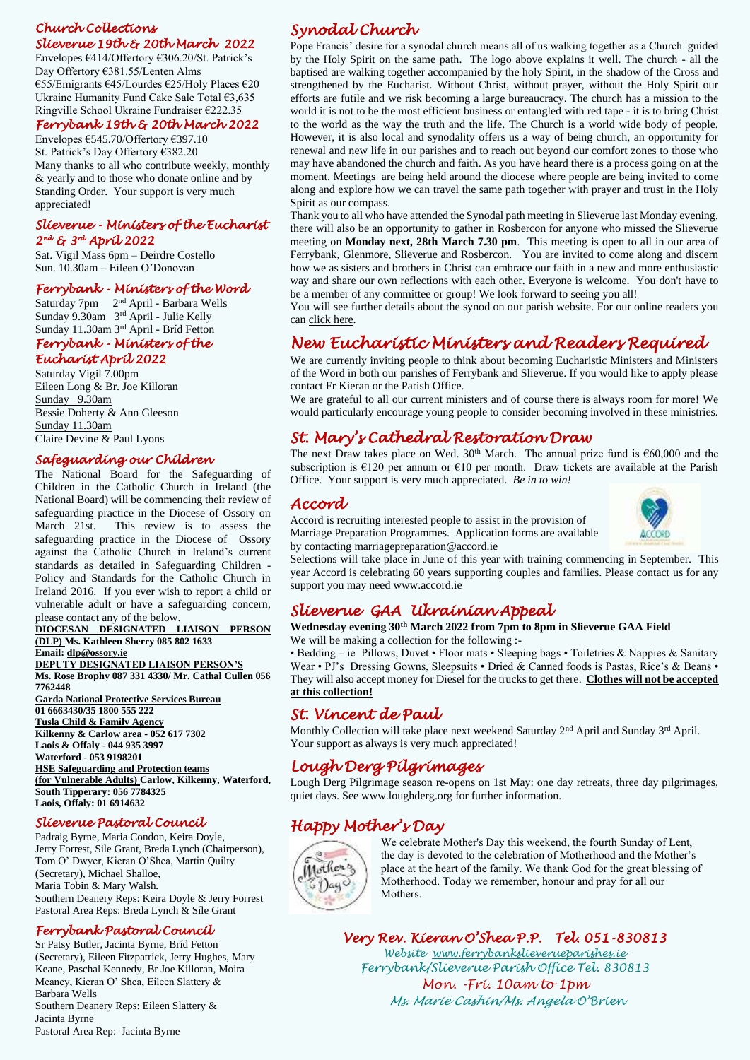## *Church Collections*

### *Slieverue 19th & 20th March 2022*

Envelopes €414/Offertory €306.20/St. Patrick's Day Offertory €381.55/Lenten Alms €55/Emigrants €45/Lourdes €25/Holy Places €20 Ukraine Humanity Fund Cake Sale Total €3,635 Ringville School Ukraine Fundraiser €222.35

### *Ferrybank 19th & 20th March 2022*

Envelopes €545.70/Offertory €397.10
St. Patrick's Day Offertory €382.20
Many thanks to all who contribute weekly, monthly & yearly and to those who donate online and by Standing Order. Your support is very much appreciated!

### *Slieverue - Ministers of the Eucharist 2nd & 3rd April 2022*

Sat. Vigil Mass 6pm – Deirdre Costello
Sun. 10.30am – Eileen O'Donovan

### *Ferrybank - Ministers of the Word*

Saturday 7pm 2nd April - Barbara Wells
Sunday 9.30am 3rd April - Julie Kelly
Sunday 11.30am 3rd April - Bríd Fetton

### *Ferrybank - Ministers of the Eucharist April 2022*

Saturday Vigil 7.00pm
Eileen Long & Br. Joe Killoran
Sunday 9.30am
Bessie Doherty & Ann Gleeson
Sunday 11.30am
Claire Devine & Paul Lyons

## *Safeguarding our Children*

The National Board for the Safeguarding of Children in the Catholic Church in Ireland (the National Board) will be commencing their review of safeguarding practice in the Diocese of Ossory on March 21st. This review is to assess the safeguarding practice in the Diocese of Ossory against the Catholic Church in Ireland's current standards as detailed in Safeguarding Children - Policy and Standards for the Catholic Church in Ireland 2016. If you ever wish to report a child or vulnerable adult or have a safeguarding concern, please contact any of the below.

**DIOCESAN DESIGNATED LIAISON PERSON (DLP) Ms. Kathleen Sherry 085 802 1633**
**Email: dlp@ossory.ie**
**DEPUTY DESIGNATED LIAISON PERSON'S**
**Ms. Rose Brophy 087 331 4330/ Mr. Cathal Cullen 056 7762448**
**Garda National Protective Services Bureau**
**01 6663430/35 1800 555 222**
**Tusla Child & Family Agency**
**Kilkenny & Carlow area - 052 617 7302**
**Laois & Offaly - 044 935 3997**
**Waterford - 053 9198201**
**HSE Safeguarding and Protection teams**
**(for Vulnerable Adults) Carlow, Kilkenny, Waterford, South Tipperary: 056 7784325**
**Laois, Offaly: 01 6914632**

## *Slieverue Pastoral Council*

Padraig Byrne, Maria Condon, Keira Doyle, Jerry Forrest, Sile Grant, Breda Lynch (Chairperson), Tom O' Dwyer, Kieran O'Shea, Martin Quilty (Secretary), Michael Shalloe, Maria Tobin & Mary Walsh.
Southern Deanery Reps: Keira Doyle & Jerry Forrest
Pastoral Area Reps: Breda Lynch & Síle Grant

## *Ferrybank Pastoral Council*

Sr Patsy Butler, Jacinta Byrne, Bríd Fetton (Secretary), Eileen Fitzpatrick, Jerry Hughes, Mary Keane, Paschal Kennedy, Br Joe Killoran, Moira Meaney, Kieran O' Shea, Eileen Slattery & Barbara Wells
Southern Deanery Reps: Eileen Slattery & Jacinta Byrne
Pastoral Area Rep: Jacinta Byrne

## *Synodal Church*

Pope Francis' desire for a synodal church means all of us walking together as a Church guided by the Holy Spirit on the same path. The logo above explains it well. The church - all the baptised are walking together accompanied by the holy Spirit, in the shadow of the Cross and strengthened by the Eucharist. Without Christ, without prayer, without the Holy Spirit our efforts are futile and we risk becoming a large bureaucracy. The church has a mission to the world it is not to be the most efficient business or entangled with red tape - it is to bring Christ to the world as the way the truth and the life. The Church is a world wide body of people. However, it is also local and synodality offers us a way of being church, an opportunity for renewal and new life in our parishes and to reach out beyond our comfort zones to those who may have abandoned the church and faith. As you have heard there is a process going on at the moment. Meetings are being held around the diocese where people are being invited to come along and explore how we can travel the same path together with prayer and trust in the Holy Spirit as our compass.

Thank you to all who have attended the Synodal path meeting in Slieverue last Monday evening, there will also be an opportunity to gather in Rosbercon for anyone who missed the Slieverue meeting on **Monday next, 28th March 7.30 pm**. This meeting is open to all in our area of Ferrybank, Glenmore, Slieverue and Rosbercon. You are invited to come along and discern how we as sisters and brothers in Christ can embrace our faith in a new and more enthusiastic way and share our own reflections with each other. Everyone is welcome. You don't have to be a member of any committee or group! We look forward to seeing you all!

You will see further details about the synod on our parish website. For our online readers you can click here.

## *New Eucharistic Ministers and Readers Required*

We are currently inviting people to think about becoming Eucharistic Ministers and Ministers of the Word in both our parishes of Ferrybank and Slieverue. If you would like to apply please contact Fr Kieran or the Parish Office.

We are grateful to all our current ministers and of course there is always room for more! We would particularly encourage young people to consider becoming involved in these ministries.

## *St. Mary's Cathedral Restoration Draw*

The next Draw takes place on Wed. 30th March. The annual prize fund is €60,000 and the subscription is €120 per annum or €10 per month. Draw tickets are available at the Parish Office. Your support is very much appreciated. *Be in to win!*

## *Accord*

Accord is recruiting interested people to assist in the provision of Marriage Preparation Programmes. Application forms are available by contacting marriagepreparation@accord.ie

Selections will take place in June of this year with training commencing in September. This year Accord is celebrating 60 years supporting couples and families. Please contact us for any support you may need www.accord.ie

## *Slieverue GAA Ukrainian Appeal*

**Wednesday evening 30th March 2022 from 7pm to 8pm in Slieverue GAA Field**
We will be making a collection for the following :-

• Bedding – ie Pillows, Duvet • Floor mats • Sleeping bags • Toiletries & Nappies & Sanitary Wear • PJ's Dressing Gowns, Sleepsuits • Dried & Canned foods is Pastas, Rice's & Beans • They will also accept money for Diesel for the trucks to get there. **Clothes will not be accepted at this collection!**

## *St. Vincent de Paul*

Monthly Collection will take place next weekend Saturday 2nd April and Sunday 3rd April. Your support as always is very much appreciated!

## *Lough Derg Pilgrimages*

Lough Derg Pilgrimage season re-opens on 1st May: one day retreats, three day pilgrimages, quiet days. See www.loughderg.org for further information.

## *Happy Mother's Day*

We celebrate Mother's Day this weekend, the fourth Sunday of Lent, the day is devoted to the celebration of Motherhood and the Mother's place at the heart of the family. We thank God for the great blessing of Motherhood. Today we remember, honour and pray for all our Mothers.

### *Very Rev. Kieran O'Shea P.P. Tel. 051-830813*

*Website www.ferrybankslieverueparishes.ie*
*Ferrybank/Slieverue Parish Office Tel. 830813*
*Mon. -Fri. 10am to 1pm*
*Ms. Marie Cashin/Ms. Angela O'Brien*